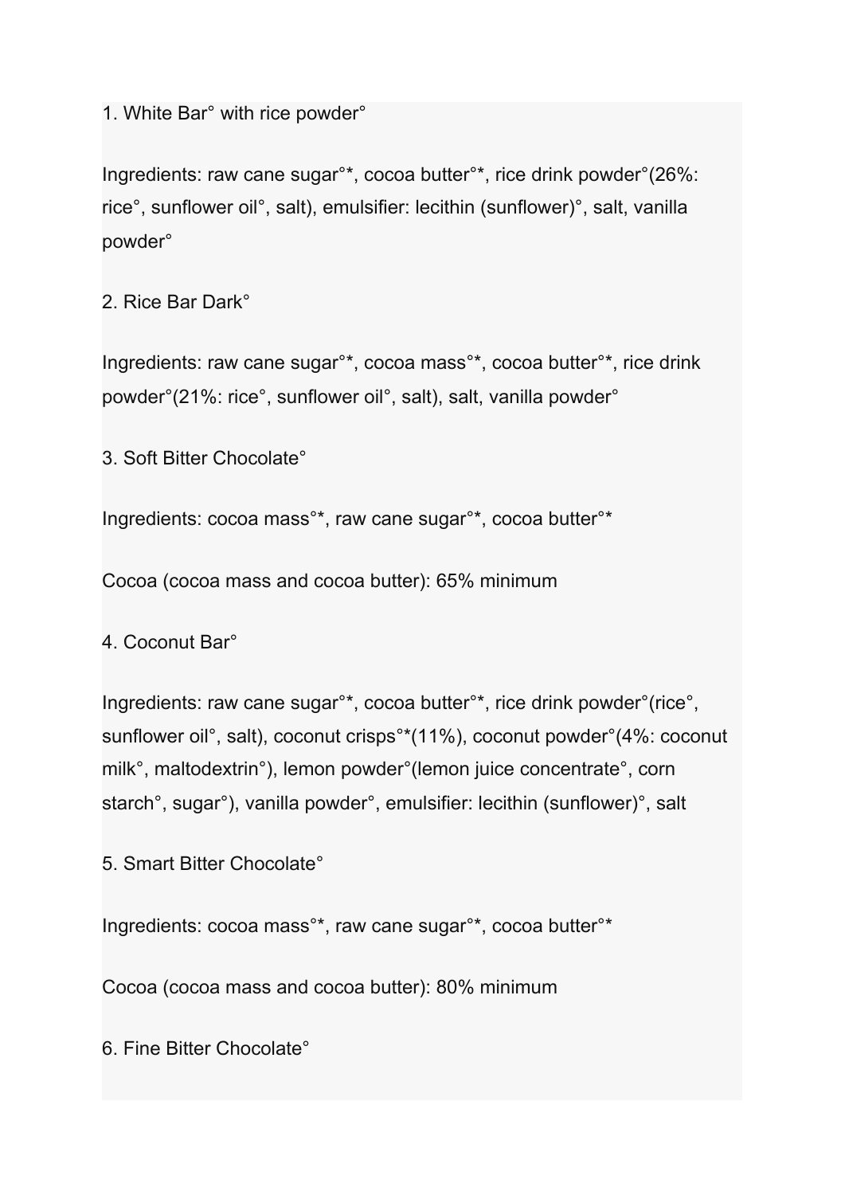1. White Bar° with rice powder°

Ingredients: raw cane sugar°*, cocoa butter°*, rice drink powder°(26%: rice°, sunflower oil°, salt), emulsifier: lecithin (sunflower)°, salt, vanilla powder°

2. Rice Bar Dark°

Ingredients: raw cane sugar°*, cocoa mass°*, cocoa butter°*, rice drink powder°(21%: rice°, sunflower oil°, salt), salt, vanilla powder°

3. Soft Bitter Chocolate°

Ingredients: cocoa mass°*, raw cane sugar°*, cocoa butter°*

Cocoa (cocoa mass and cocoa butter): 65% minimum

4. Coconut Bar°

Ingredients: raw cane sugar°*, cocoa butter°*, rice drink powder°(rice°, sunflower oil°, salt), coconut crisps°*(11%), coconut powder°(4%: coconut milk°, maltodextrin°), lemon powder°(lemon juice concentrate°, corn starch°, sugar°), vanilla powder°, emulsifier: lecithin (sunflower)°, salt

5. Smart Bitter Chocolate°

Ingredients: cocoa mass°*, raw cane sugar°*, cocoa butter°*

Cocoa (cocoa mass and cocoa butter): 80% minimum

6. Fine Bitter Chocolate°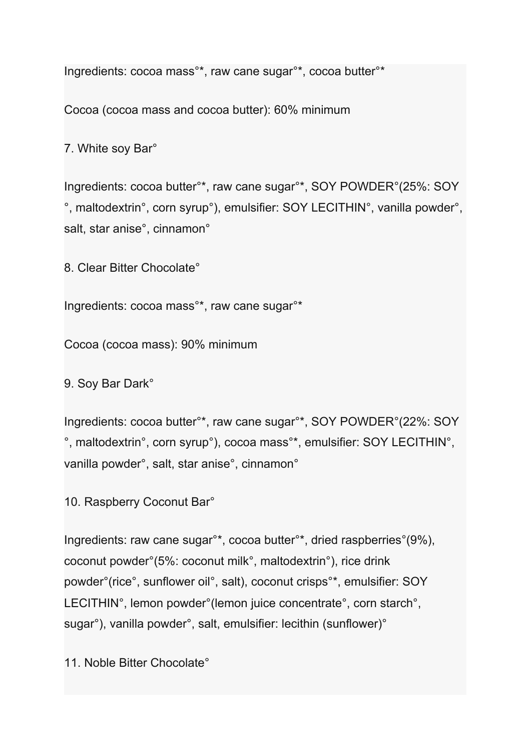Ingredients: cocoa mass°*, raw cane sugar°*, cocoa butter°*

Cocoa (cocoa mass and cocoa butter): 60% minimum

7. White soy Bar°

Ingredients: cocoa butter°*, raw cane sugar°*, SOY POWDER°(25%: SOY°, maltodextrin°, corn syrup°), emulsifier: SOY LECITHIN°, vanilla powder°, salt, star anise°, cinnamon°

8. Clear Bitter Chocolate°

Ingredients: cocoa mass°*, raw cane sugar°*

Cocoa (cocoa mass): 90% minimum

9. Soy Bar Dark°

Ingredients: cocoa butter°*, raw cane sugar°*, SOY POWDER°(22%: SOY°, maltodextrin°, corn syrup°), cocoa mass°*, emulsifier: SOY LECITHIN°, vanilla powder°, salt, star anise°, cinnamon°

10. Raspberry Coconut Bar°

Ingredients: raw cane sugar°*, cocoa butter°*, dried raspberries°(9%), coconut powder°(5%: coconut milk°, maltodextrin°), rice drink powder°(rice°, sunflower oil°, salt), coconut crisps°*, emulsifier: SOY LECITHIN°, lemon powder°(lemon juice concentrate°, corn starch°, sugar°), vanilla powder°, salt, emulsifier: lecithin (sunflower)°

11. Noble Bitter Chocolate°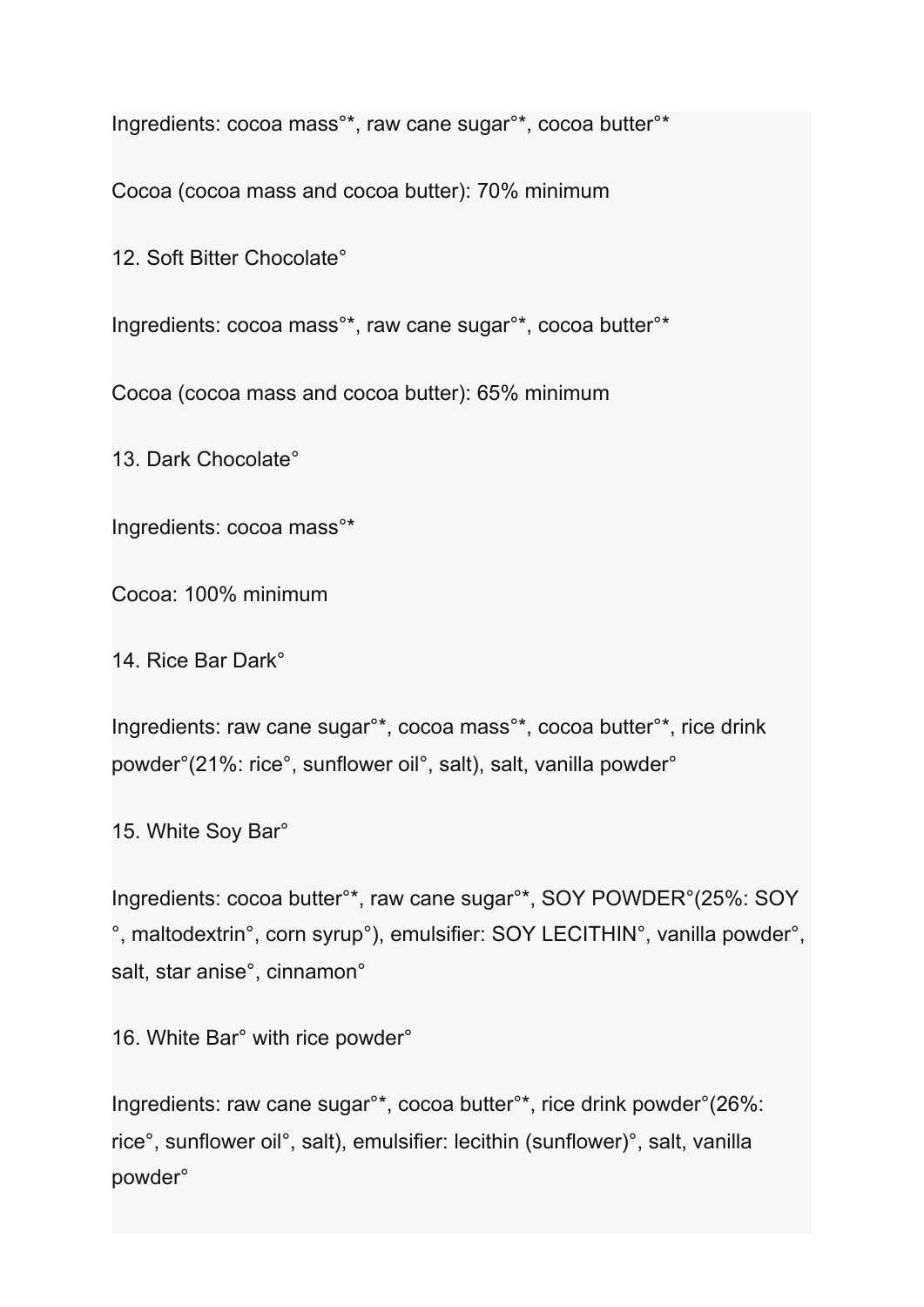Ingredients: cocoa mass°*, raw cane sugar°*, cocoa butter°*

Cocoa (cocoa mass and cocoa butter): 70% minimum

12. Soft Bitter Chocolate°

Ingredients: cocoa mass°*, raw cane sugar°*, cocoa butter°*

Cocoa (cocoa mass and cocoa butter): 65% minimum

13. Dark Chocolate°

Ingredients: cocoa mass°*

Cocoa: 100% minimum

14. Rice Bar Dark°

Ingredients: raw cane sugar°*, cocoa mass°*, cocoa butter°*, rice drink powder°(21%: rice°, sunflower oil°, salt), salt, vanilla powder°

15. White Soy Bar°

Ingredients: cocoa butter°*, raw cane sugar°*, SOY POWDER°(25%: SOY °, maltodextrin°, corn syrup°), emulsifier: SOY LECITHIN°, vanilla powder°, salt, star anise°, cinnamon°

16. White Bar° with rice powder°

Ingredients: raw cane sugar°*, cocoa butter°*, rice drink powder°(26%: rice°, sunflower oil°, salt), emulsifier: lecithin (sunflower)°, salt, vanilla powder°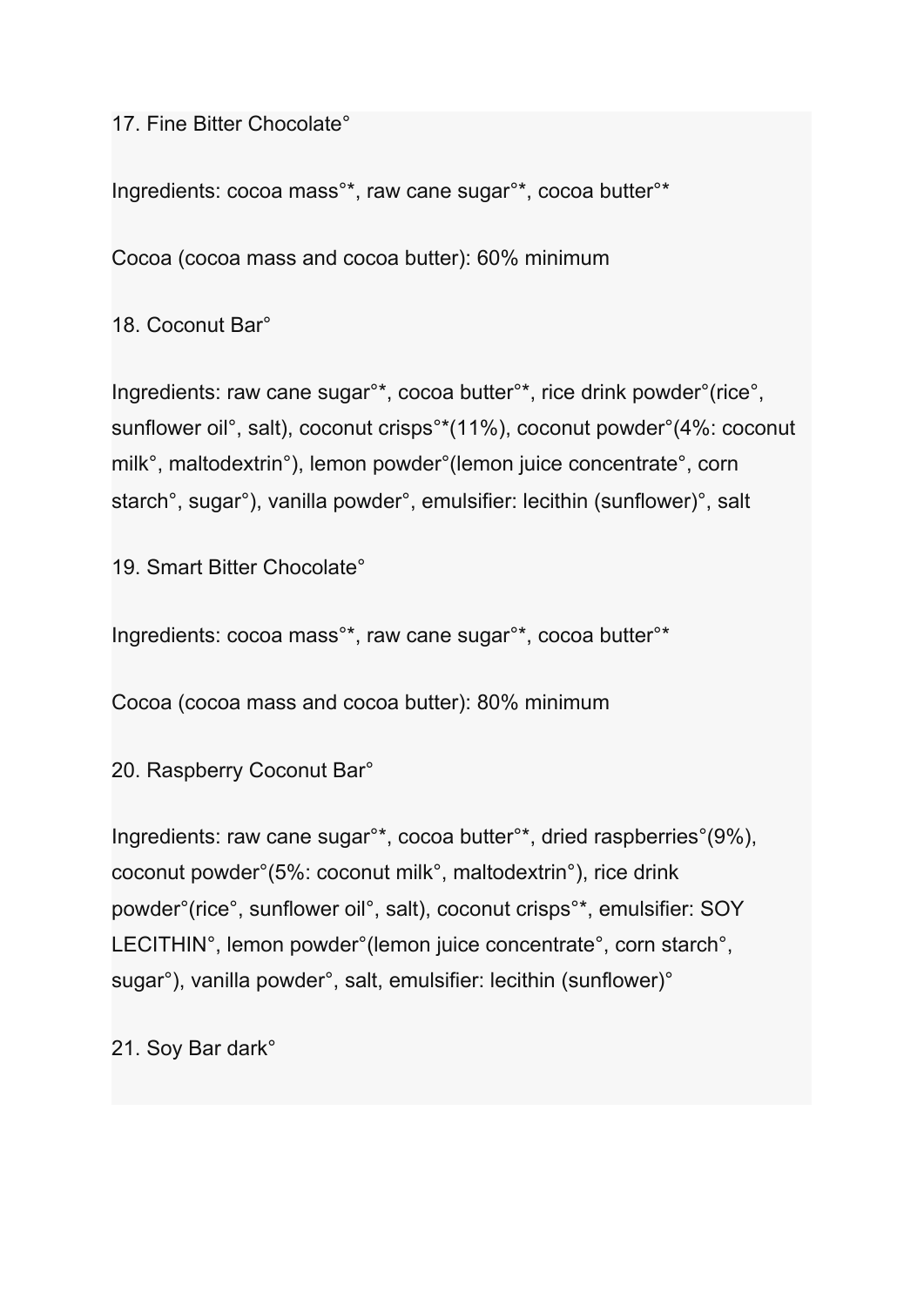17. Fine Bitter Chocolate°

Ingredients: cocoa mass°*, raw cane sugar°*, cocoa butter°*

Cocoa (cocoa mass and cocoa butter): 60% minimum

18. Coconut Bar°

Ingredients: raw cane sugar°*, cocoa butter°*, rice drink powder°(rice°, sunflower oil°, salt), coconut crisps°*(11%), coconut powder°(4%: coconut milk°, maltodextrin°), lemon powder°(lemon juice concentrate°, corn starch°, sugar°), vanilla powder°, emulsifier: lecithin (sunflower)°, salt

19. Smart Bitter Chocolate°

Ingredients: cocoa mass°*, raw cane sugar°*, cocoa butter°*

Cocoa (cocoa mass and cocoa butter): 80% minimum

20. Raspberry Coconut Bar°

Ingredients: raw cane sugar°*, cocoa butter°*, dried raspberries°(9%), coconut powder°(5%: coconut milk°, maltodextrin°), rice drink powder°(rice°, sunflower oil°, salt), coconut crisps°*, emulsifier: SOY LECITHIN°, lemon powder°(lemon juice concentrate°, corn starch°, sugar°), vanilla powder°, salt, emulsifier: lecithin (sunflower)°

21. Soy Bar dark°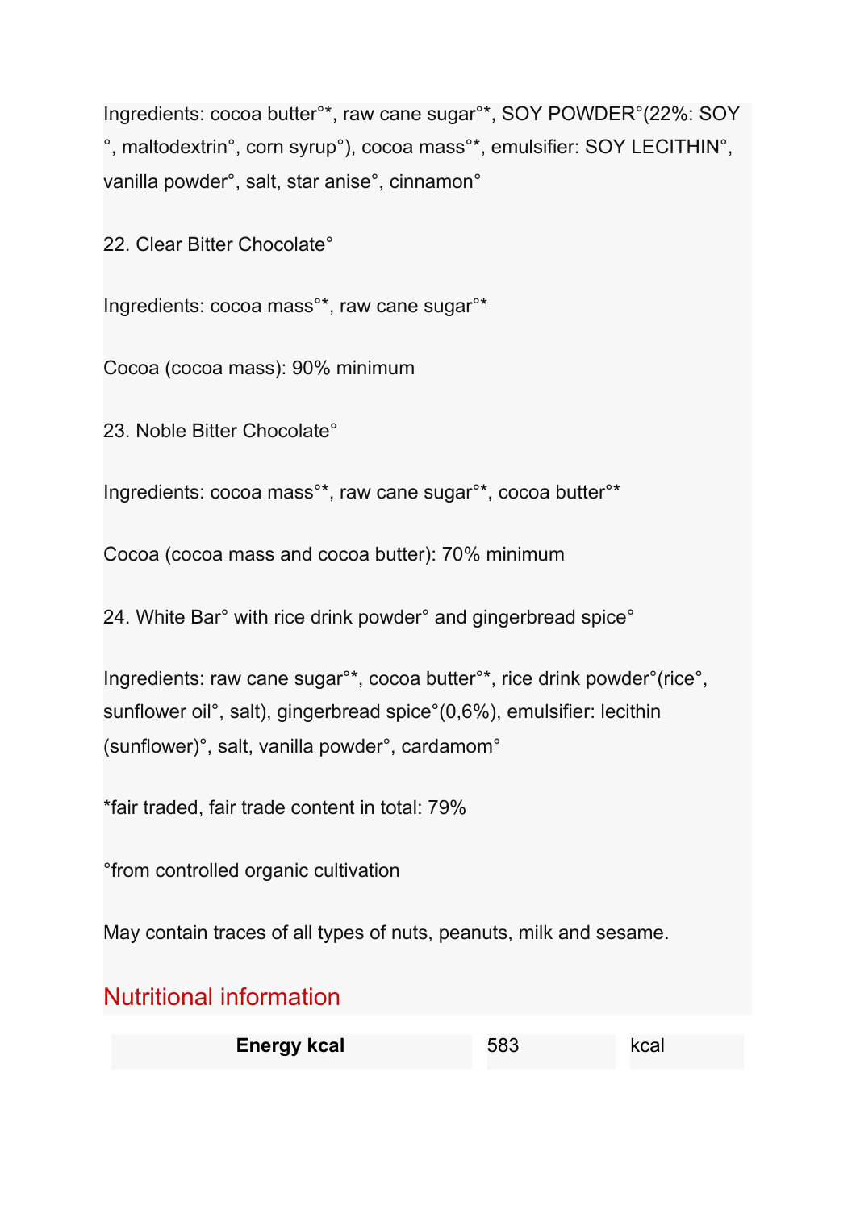Ingredients: cocoa butter°*, raw cane sugar°*, SOY POWDER°(22%: SOY °, maltodextrin°, corn syrup°), cocoa mass°*, emulsifier: SOY LECITHIN°, vanilla powder°, salt, star anise°, cinnamon°

22. Clear Bitter Chocolate°

Ingredients: cocoa mass°*, raw cane sugar°*

Cocoa (cocoa mass): 90% minimum

23. Noble Bitter Chocolate°

Ingredients: cocoa mass°*, raw cane sugar°*, cocoa butter°*

Cocoa (cocoa mass and cocoa butter): 70% minimum

24. White Bar° with rice drink powder° and gingerbread spice°

Ingredients: raw cane sugar°*, cocoa butter°*, rice drink powder°(rice°, sunflower oil°, salt), gingerbread spice°(0,6%), emulsifier: lecithin (sunflower)°, salt, vanilla powder°, cardamom°

*fair traded, fair trade content in total: 79%

°from controlled organic cultivation

May contain traces of all types of nuts, peanuts, milk and sesame.

## Nutritional information

| **Energy kcal** | 583 | kcal |
|---|---|---|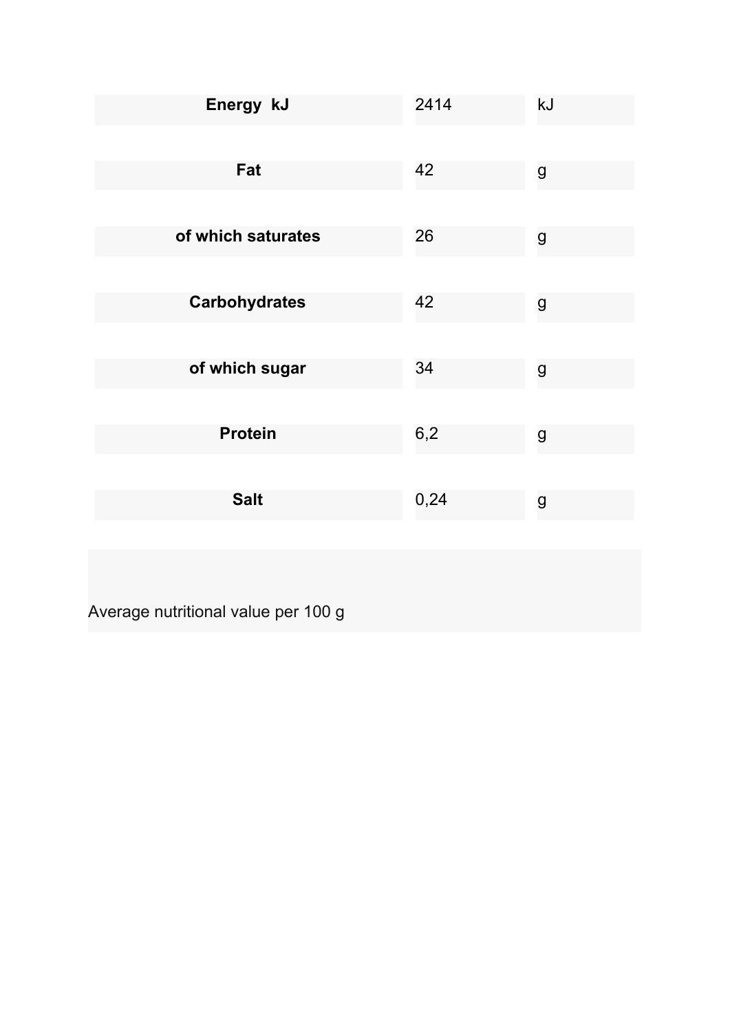| | | |
|---|---|---|
| **Energy  kJ** | 2414 | kJ |
| **Fat** | 42 | g |
| **of which saturates** | 26 | g |
| **Carbohydrates** | 42 | g |
| **of which sugar** | 34 | g |
| **Protein** | 6,2 | g |
| **Salt** | 0,24 | g |

Average nutritional value per 100 g